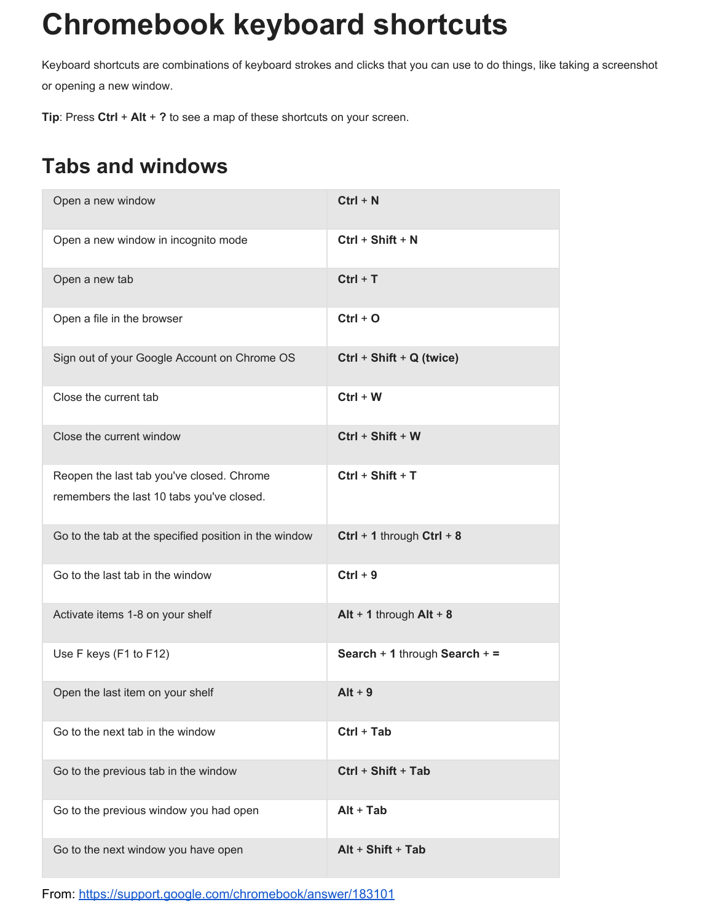# Chromebook keyboard shortcuts

Keyboard shortcuts are combinations of keyboard strokes and clicks that you can use to do things, like taking a screenshot or opening a new window.

**Tip**: Press **Ctrl** + **Alt** + **?** to see a map of these shortcuts on your screen.

## Tabs and windows

| | |
|---|---|
| Open a new window | **Ctrl** + **N** |
| Open a new window in incognito mode | **Ctrl** + **Shift** + **N** |
| Open a new tab | **Ctrl** + **T** |
| Open a file in the browser | **Ctrl** + **O** |
| Sign out of your Google Account on Chrome OS | **Ctrl** + **Shift** + **Q (twice)** |
| Close the current tab | **Ctrl** + **W** |
| Close the current window | **Ctrl** + **Shift** + **W** |
| Reopen the last tab you've closed. Chrome remembers the last 10 tabs you've closed. | **Ctrl** + **Shift** + **T** |
| Go to the tab at the specified position in the window | **Ctrl** + **1** through **Ctrl** + **8** |
| Go to the last tab in the window | **Ctrl** + **9** |
| Activate items 1-8 on your shelf | **Alt** + **1** through **Alt** + **8** |
| Use F keys (F1 to F12) | **Search** + **1** through **Search** + **=** |
| Open the last item on your shelf | **Alt** + **9** |
| Go to the next tab in the window | **Ctrl** + **Tab** |
| Go to the previous tab in the window | **Ctrl** + **Shift** + **Tab** |
| Go to the previous window you had open | **Alt** + **Tab** |
| Go to the next window you have open | **Alt** + **Shift** + **Tab** |

From: [https://support.google.com/chromebook/answer/183101](https://support.google.com/chromebook/answer/183101)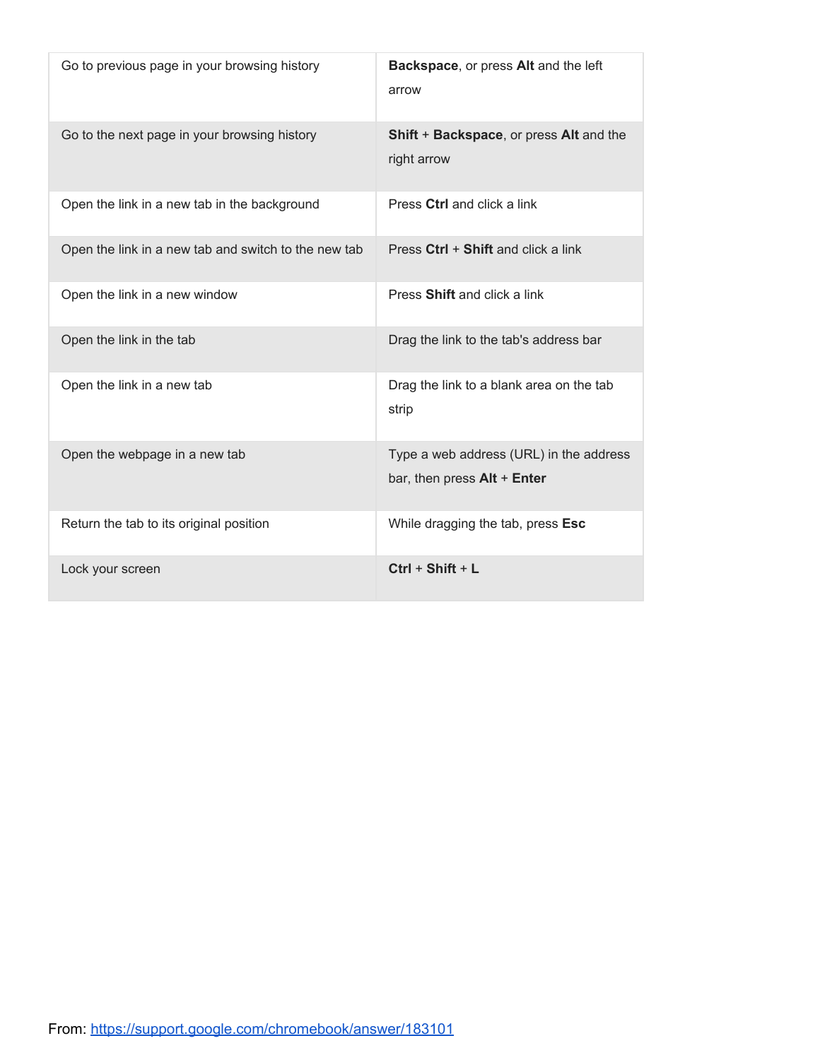| | |
|---|---|
| Go to previous page in your browsing history | **Backspace**, or press **Alt** and the left arrow |
| Go to the next page in your browsing history | **Shift** + **Backspace**, or press **Alt** and the right arrow |
| Open the link in a new tab in the background | Press **Ctrl** and click a link |
| Open the link in a new tab and switch to the new tab | Press **Ctrl** + **Shift** and click a link |
| Open the link in a new window | Press **Shift** and click a link |
| Open the link in the tab | Drag the link to the tab's address bar |
| Open the link in a new tab | Drag the link to a blank area on the tab strip |
| Open the webpage in a new tab | Type a web address (URL) in the address bar, then press **Alt** + **Enter** |
| Return the tab to its original position | While dragging the tab, press **Esc** |
| Lock your screen | **Ctrl** + **Shift** + **L** |

From: [https://support.google.com/chromebook/answer/183101](https://support.google.com/chromebook/answer/183101)